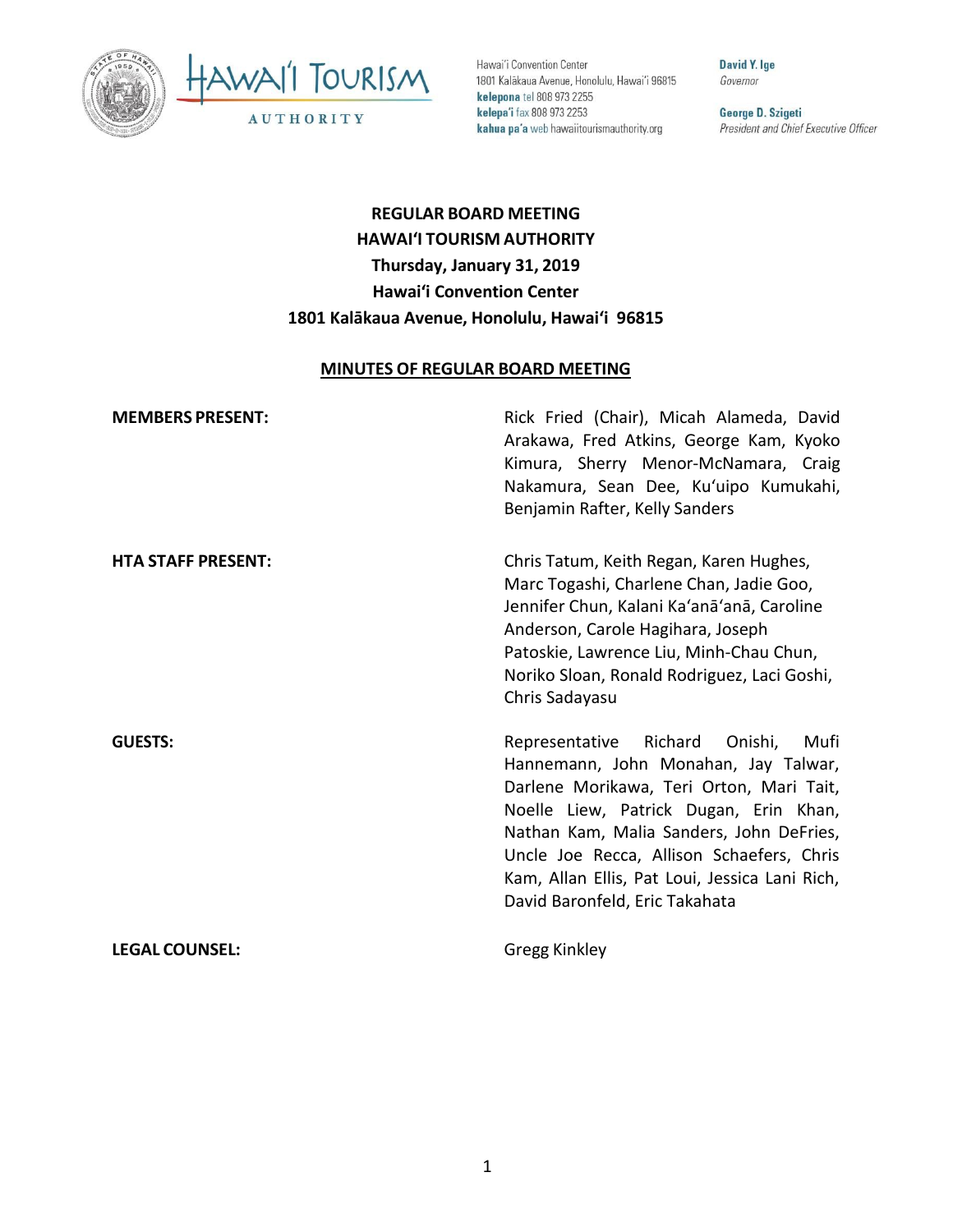Hawaiʻi Convention Center
1801 Kalākaua Avenue, Honolulu, Hawaiʻi 96815
**kelepona** tel 808 973 2255
**kelepaʻi** fax 808 973 2253
**kahua paʻa** web hawaiitourismauthority.org

**David Y. Ige**
*Governor*

**George D. Szigeti**
*President and Chief Executive Officer*

**REGULAR BOARD MEETING**
**HAWAIʻI TOURISM AUTHORITY**
**Thursday, January 31, 2019**
**Hawaiʻi Convention Center**
**1801 Kalākaua Avenue, Honolulu, Hawaiʻi 96815**

## MINUTES OF REGULAR BOARD MEETING

**MEMBERS PRESENT:** Rick Fried (Chair), Micah Alameda, David Arakawa, Fred Atkins, George Kam, Kyoko Kimura, Sherry Menor-McNamara, Craig Nakamura, Sean Dee, Kuʻuipo Kumukahi, Benjamin Rafter, Kelly Sanders

**HTA STAFF PRESENT:** Chris Tatum, Keith Regan, Karen Hughes, Marc Togashi, Charlene Chan, Jadie Goo, Jennifer Chun, Kalani Kaʻanāʻanā, Caroline Anderson, Carole Hagihara, Joseph Patoskie, Lawrence Liu, Minh-Chau Chun, Noriko Sloan, Ronald Rodriguez, Laci Goshi, Chris Sadayasu

**GUESTS:** Representative Richard Onishi, Mufi Hannemann, John Monahan, Jay Talwar, Darlene Morikawa, Teri Orton, Mari Tait, Noelle Liew, Patrick Dugan, Erin Khan, Nathan Kam, Malia Sanders, John DeFries, Uncle Joe Recca, Allison Schaefers, Chris Kam, Allan Ellis, Pat Loui, Jessica Lani Rich, David Baronfeld, Eric Takahata

**LEGAL COUNSEL:** Gregg Kinkley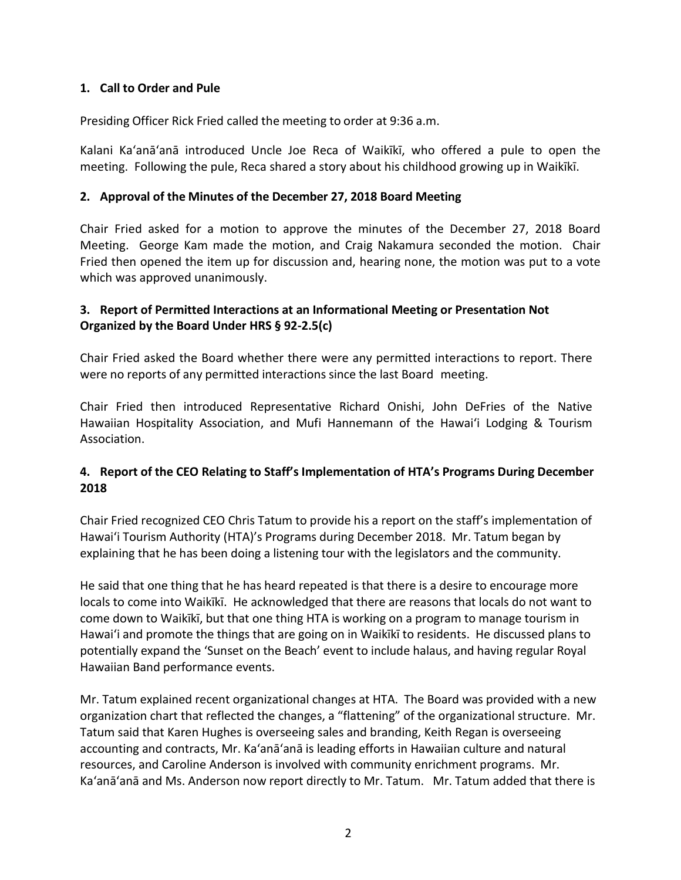### 1. Call to Order and Pule

Presiding Officer Rick Fried called the meeting to order at 9:36 a.m.

Kalani Kaʻanāʻanā introduced Uncle Joe Reca of Waikīkī, who offered a pule to open the meeting. Following the pule, Reca shared a story about his childhood growing up in Waikīkī.

### 2. Approval of the Minutes of the December 27, 2018 Board Meeting

Chair Fried asked for a motion to approve the minutes of the December 27, 2018 Board Meeting. George Kam made the motion, and Craig Nakamura seconded the motion. Chair Fried then opened the item up for discussion and, hearing none, the motion was put to a vote which was approved unanimously.

### 3. Report of Permitted Interactions at an Informational Meeting or Presentation Not Organized by the Board Under HRS § 92-2.5(c)

Chair Fried asked the Board whether there were any permitted interactions to report. There were no reports of any permitted interactions since the last Board meeting.

Chair Fried then introduced Representative Richard Onishi, John DeFries of the Native Hawaiian Hospitality Association, and Mufi Hannemann of the Hawaiʻi Lodging & Tourism Association.

### 4. Report of the CEO Relating to Staff's Implementation of HTA's Programs During December 2018

Chair Fried recognized CEO Chris Tatum to provide his a report on the staff's implementation of Hawaiʻi Tourism Authority (HTA)'s Programs during December 2018. Mr. Tatum began by explaining that he has been doing a listening tour with the legislators and the community.

He said that one thing that he has heard repeated is that there is a desire to encourage more locals to come into Waikīkī. He acknowledged that there are reasons that locals do not want to come down to Waikīkī, but that one thing HTA is working on a program to manage tourism in Hawaiʻi and promote the things that are going on in Waikīkī to residents. He discussed plans to potentially expand the 'Sunset on the Beach' event to include halaus, and having regular Royal Hawaiian Band performance events.

Mr. Tatum explained recent organizational changes at HTA. The Board was provided with a new organization chart that reflected the changes, a "flattening" of the organizational structure. Mr. Tatum said that Karen Hughes is overseeing sales and branding, Keith Regan is overseeing accounting and contracts, Mr. Kaʻanāʻanā is leading efforts in Hawaiian culture and natural resources, and Caroline Anderson is involved with community enrichment programs. Mr. Kaʻanāʻanā and Ms. Anderson now report directly to Mr. Tatum. Mr. Tatum added that there is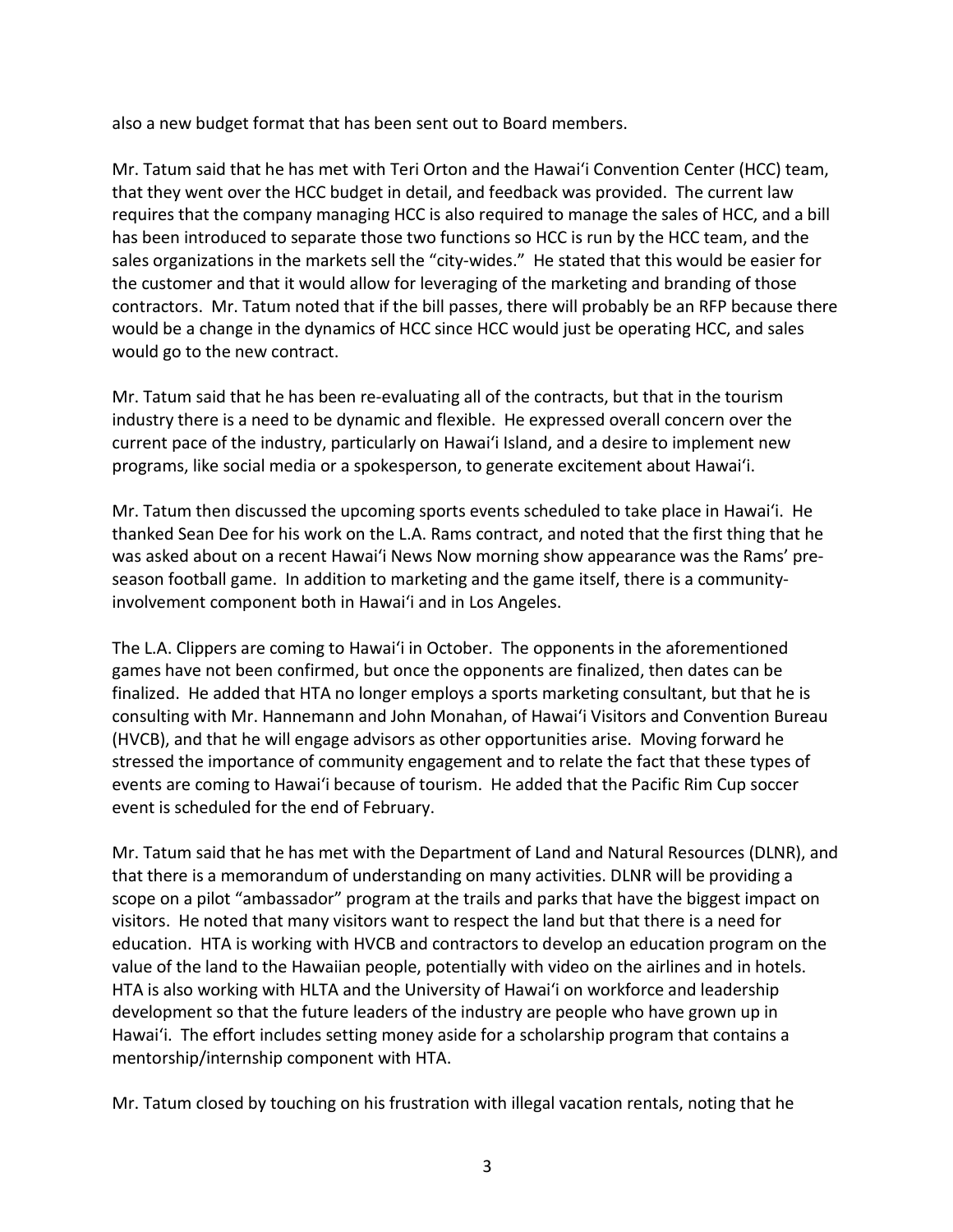also a new budget format that has been sent out to Board members.

Mr. Tatum said that he has met with Teri Orton and the Hawaiʻi Convention Center (HCC) team, that they went over the HCC budget in detail, and feedback was provided. The current law requires that the company managing HCC is also required to manage the sales of HCC, and a bill has been introduced to separate those two functions so HCC is run by the HCC team, and the sales organizations in the markets sell the "city-wides." He stated that this would be easier for the customer and that it would allow for leveraging of the marketing and branding of those contractors. Mr. Tatum noted that if the bill passes, there will probably be an RFP because there would be a change in the dynamics of HCC since HCC would just be operating HCC, and sales would go to the new contract.

Mr. Tatum said that he has been re-evaluating all of the contracts, but that in the tourism industry there is a need to be dynamic and flexible. He expressed overall concern over the current pace of the industry, particularly on Hawaiʻi Island, and a desire to implement new programs, like social media or a spokesperson, to generate excitement about Hawaiʻi.

Mr. Tatum then discussed the upcoming sports events scheduled to take place in Hawaiʻi. He thanked Sean Dee for his work on the L.A. Rams contract, and noted that the first thing that he was asked about on a recent Hawaiʻi News Now morning show appearance was the Rams' pre-season football game. In addition to marketing and the game itself, there is a community-involvement component both in Hawaiʻi and in Los Angeles.

The L.A. Clippers are coming to Hawaiʻi in October. The opponents in the aforementioned games have not been confirmed, but once the opponents are finalized, then dates can be finalized. He added that HTA no longer employs a sports marketing consultant, but that he is consulting with Mr. Hannemann and John Monahan, of Hawaiʻi Visitors and Convention Bureau (HVCB), and that he will engage advisors as other opportunities arise. Moving forward he stressed the importance of community engagement and to relate the fact that these types of events are coming to Hawaiʻi because of tourism. He added that the Pacific Rim Cup soccer event is scheduled for the end of February.

Mr. Tatum said that he has met with the Department of Land and Natural Resources (DLNR), and that there is a memorandum of understanding on many activities. DLNR will be providing a scope on a pilot "ambassador" program at the trails and parks that have the biggest impact on visitors. He noted that many visitors want to respect the land but that there is a need for education. HTA is working with HVCB and contractors to develop an education program on the value of the land to the Hawaiian people, potentially with video on the airlines and in hotels. HTA is also working with HLTA and the University of Hawaiʻi on workforce and leadership development so that the future leaders of the industry are people who have grown up in Hawaiʻi. The effort includes setting money aside for a scholarship program that contains a mentorship/internship component with HTA.

Mr. Tatum closed by touching on his frustration with illegal vacation rentals, noting that he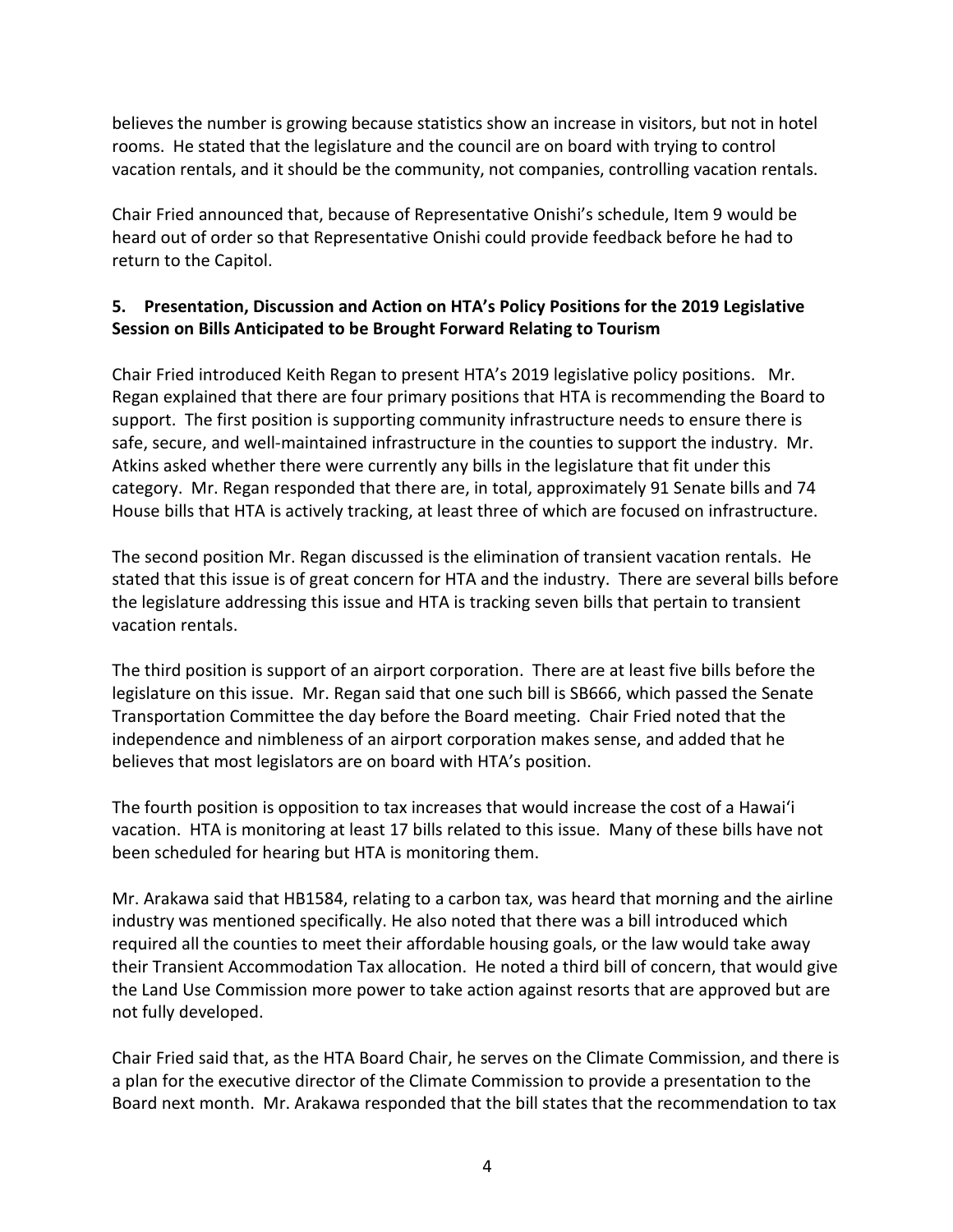believes the number is growing because statistics show an increase in visitors, but not in hotel rooms. He stated that the legislature and the council are on board with trying to control vacation rentals, and it should be the community, not companies, controlling vacation rentals.

Chair Fried announced that, because of Representative Onishi's schedule, Item 9 would be heard out of order so that Representative Onishi could provide feedback before he had to return to the Capitol.

### 5. Presentation, Discussion and Action on HTA's Policy Positions for the 2019 Legislative Session on Bills Anticipated to be Brought Forward Relating to Tourism

Chair Fried introduced Keith Regan to present HTA's 2019 legislative policy positions. Mr. Regan explained that there are four primary positions that HTA is recommending the Board to support. The first position is supporting community infrastructure needs to ensure there is safe, secure, and well-maintained infrastructure in the counties to support the industry. Mr. Atkins asked whether there were currently any bills in the legislature that fit under this category. Mr. Regan responded that there are, in total, approximately 91 Senate bills and 74 House bills that HTA is actively tracking, at least three of which are focused on infrastructure.

The second position Mr. Regan discussed is the elimination of transient vacation rentals. He stated that this issue is of great concern for HTA and the industry. There are several bills before the legislature addressing this issue and HTA is tracking seven bills that pertain to transient vacation rentals.

The third position is support of an airport corporation. There are at least five bills before the legislature on this issue. Mr. Regan said that one such bill is SB666, which passed the Senate Transportation Committee the day before the Board meeting. Chair Fried noted that the independence and nimbleness of an airport corporation makes sense, and added that he believes that most legislators are on board with HTA's position.

The fourth position is opposition to tax increases that would increase the cost of a Hawaiʻi vacation. HTA is monitoring at least 17 bills related to this issue. Many of these bills have not been scheduled for hearing but HTA is monitoring them.

Mr. Arakawa said that HB1584, relating to a carbon tax, was heard that morning and the airline industry was mentioned specifically. He also noted that there was a bill introduced which required all the counties to meet their affordable housing goals, or the law would take away their Transient Accommodation Tax allocation. He noted a third bill of concern, that would give the Land Use Commission more power to take action against resorts that are approved but are not fully developed.

Chair Fried said that, as the HTA Board Chair, he serves on the Climate Commission, and there is a plan for the executive director of the Climate Commission to provide a presentation to the Board next month. Mr. Arakawa responded that the bill states that the recommendation to tax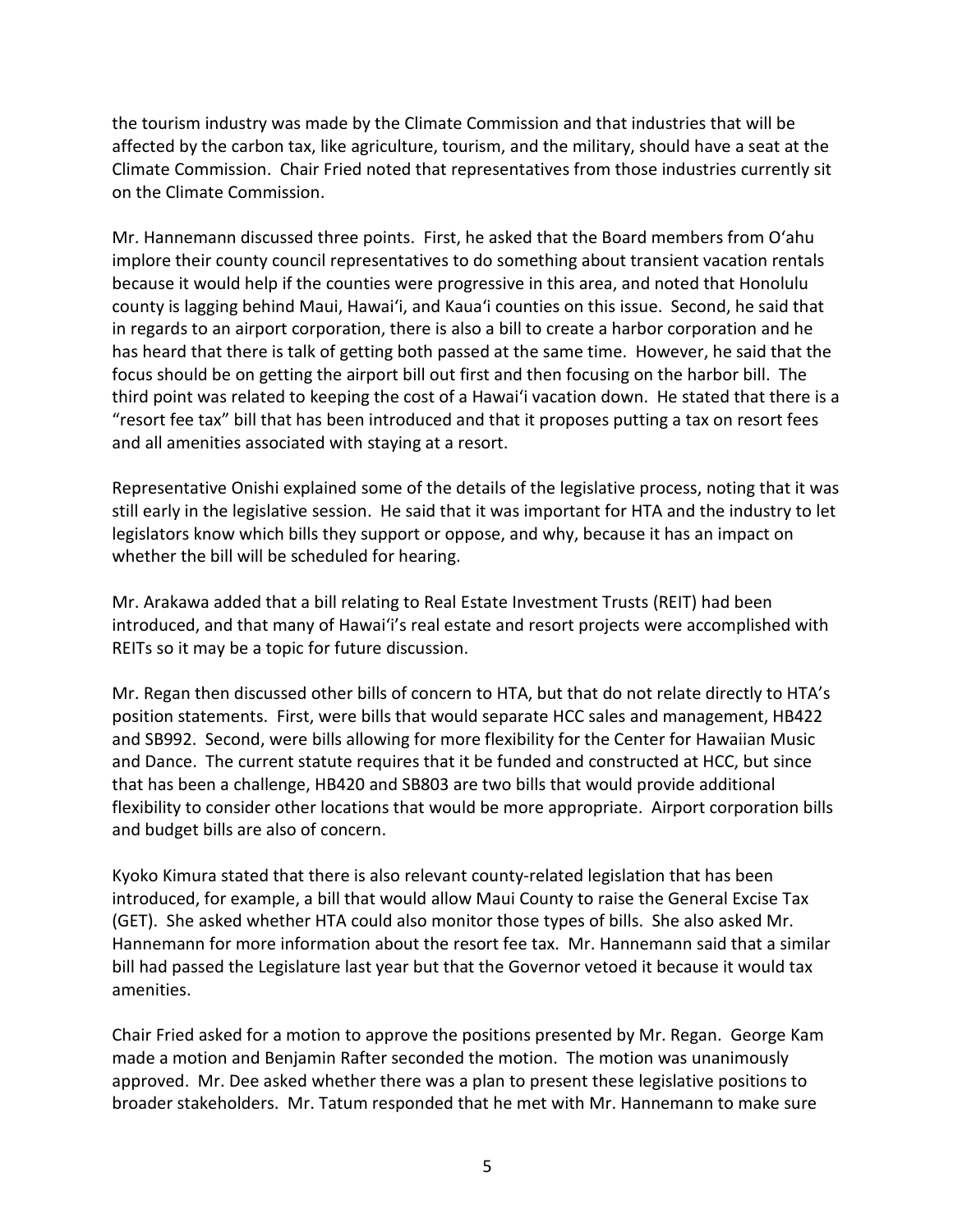the tourism industry was made by the Climate Commission and that industries that will be affected by the carbon tax, like agriculture, tourism, and the military, should have a seat at the Climate Commission. Chair Fried noted that representatives from those industries currently sit on the Climate Commission.

Mr. Hannemann discussed three points. First, he asked that the Board members from O'ahu implore their county council representatives to do something about transient vacation rentals because it would help if the counties were progressive in this area, and noted that Honolulu county is lagging behind Maui, Hawai'i, and Kaua'i counties on this issue. Second, he said that in regards to an airport corporation, there is also a bill to create a harbor corporation and he has heard that there is talk of getting both passed at the same time. However, he said that the focus should be on getting the airport bill out first and then focusing on the harbor bill. The third point was related to keeping the cost of a Hawai'i vacation down. He stated that there is a "resort fee tax" bill that has been introduced and that it proposes putting a tax on resort fees and all amenities associated with staying at a resort.

Representative Onishi explained some of the details of the legislative process, noting that it was still early in the legislative session. He said that it was important for HTA and the industry to let legislators know which bills they support or oppose, and why, because it has an impact on whether the bill will be scheduled for hearing.

Mr. Arakawa added that a bill relating to Real Estate Investment Trusts (REIT) had been introduced, and that many of Hawai'i's real estate and resort projects were accomplished with REITs so it may be a topic for future discussion.

Mr. Regan then discussed other bills of concern to HTA, but that do not relate directly to HTA's position statements. First, were bills that would separate HCC sales and management, HB422 and SB992. Second, were bills allowing for more flexibility for the Center for Hawaiian Music and Dance. The current statute requires that it be funded and constructed at HCC, but since that has been a challenge, HB420 and SB803 are two bills that would provide additional flexibility to consider other locations that would be more appropriate. Airport corporation bills and budget bills are also of concern.

Kyoko Kimura stated that there is also relevant county-related legislation that has been introduced, for example, a bill that would allow Maui County to raise the General Excise Tax (GET). She asked whether HTA could also monitor those types of bills. She also asked Mr. Hannemann for more information about the resort fee tax. Mr. Hannemann said that a similar bill had passed the Legislature last year but that the Governor vetoed it because it would tax amenities.

Chair Fried asked for a motion to approve the positions presented by Mr. Regan. George Kam made a motion and Benjamin Rafter seconded the motion. The motion was unanimously approved. Mr. Dee asked whether there was a plan to present these legislative positions to broader stakeholders. Mr. Tatum responded that he met with Mr. Hannemann to make sure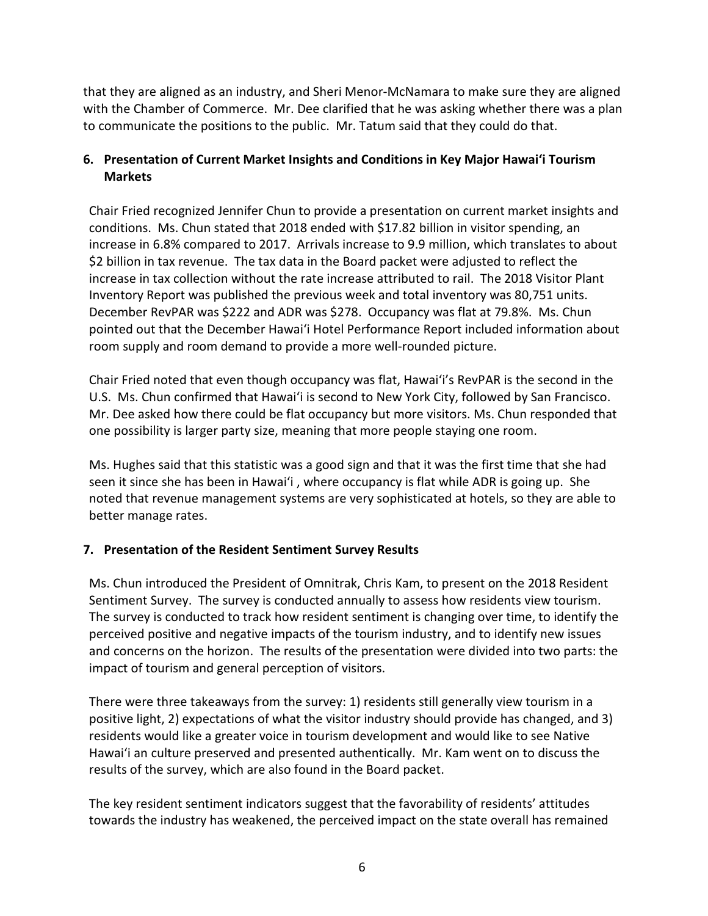that they are aligned as an industry, and Sheri Menor-McNamara to make sure they are aligned with the Chamber of Commerce. Mr. Dee clarified that he was asking whether there was a plan to communicate the positions to the public. Mr. Tatum said that they could do that.

**6. Presentation of Current Market Insights and Conditions in Key Major Hawaiʻi Tourism Markets**

Chair Fried recognized Jennifer Chun to provide a presentation on current market insights and conditions. Ms. Chun stated that 2018 ended with $17.82 billion in visitor spending, an increase in 6.8% compared to 2017. Arrivals increase to 9.9 million, which translates to about $2 billion in tax revenue. The tax data in the Board packet were adjusted to reflect the increase in tax collection without the rate increase attributed to rail. The 2018 Visitor Plant Inventory Report was published the previous week and total inventory was 80,751 units. December RevPAR was $222 and ADR was $278. Occupancy was flat at 79.8%. Ms. Chun pointed out that the December Hawaiʻi Hotel Performance Report included information about room supply and room demand to provide a more well-rounded picture.

Chair Fried noted that even though occupancy was flat, Hawaiʻi's RevPAR is the second in the U.S. Ms. Chun confirmed that Hawaiʻi is second to New York City, followed by San Francisco. Mr. Dee asked how there could be flat occupancy but more visitors. Ms. Chun responded that one possibility is larger party size, meaning that more people staying one room.

Ms. Hughes said that this statistic was a good sign and that it was the first time that she had seen it since she has been in Hawaiʻi , where occupancy is flat while ADR is going up. She noted that revenue management systems are very sophisticated at hotels, so they are able to better manage rates.

**7. Presentation of the Resident Sentiment Survey Results**

Ms. Chun introduced the President of Omnitrak, Chris Kam, to present on the 2018 Resident Sentiment Survey. The survey is conducted annually to assess how residents view tourism. The survey is conducted to track how resident sentiment is changing over time, to identify the perceived positive and negative impacts of the tourism industry, and to identify new issues and concerns on the horizon. The results of the presentation were divided into two parts: the impact of tourism and general perception of visitors.

There were three takeaways from the survey: 1) residents still generally view tourism in a positive light, 2) expectations of what the visitor industry should provide has changed, and 3) residents would like a greater voice in tourism development and would like to see Native Hawaiʻi an culture preserved and presented authentically. Mr. Kam went on to discuss the results of the survey, which are also found in the Board packet.

The key resident sentiment indicators suggest that the favorability of residents' attitudes towards the industry has weakened, the perceived impact on the state overall has remained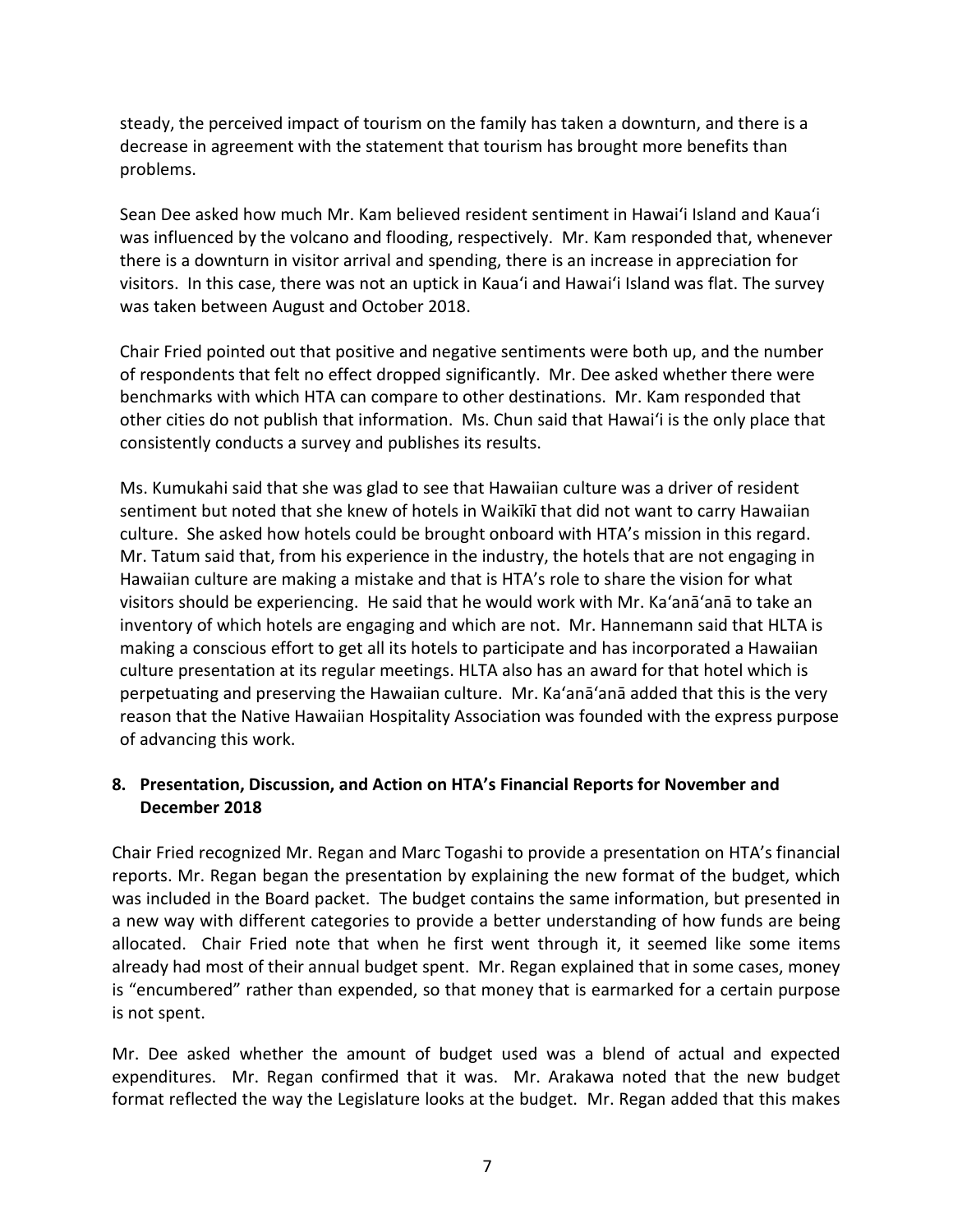steady, the perceived impact of tourism on the family has taken a downturn, and there is a decrease in agreement with the statement that tourism has brought more benefits than problems.

Sean Dee asked how much Mr. Kam believed resident sentiment in Hawaiʻi Island and Kauaʻi was influenced by the volcano and flooding, respectively. Mr. Kam responded that, whenever there is a downturn in visitor arrival and spending, there is an increase in appreciation for visitors. In this case, there was not an uptick in Kauaʻi and Hawaiʻi Island was flat. The survey was taken between August and October 2018.

Chair Fried pointed out that positive and negative sentiments were both up, and the number of respondents that felt no effect dropped significantly. Mr. Dee asked whether there were benchmarks with which HTA can compare to other destinations. Mr. Kam responded that other cities do not publish that information. Ms. Chun said that Hawaiʻi is the only place that consistently conducts a survey and publishes its results.

Ms. Kumukahi said that she was glad to see that Hawaiian culture was a driver of resident sentiment but noted that she knew of hotels in Waikīkī that did not want to carry Hawaiian culture. She asked how hotels could be brought onboard with HTA's mission in this regard. Mr. Tatum said that, from his experience in the industry, the hotels that are not engaging in Hawaiian culture are making a mistake and that is HTA's role to share the vision for what visitors should be experiencing. He said that he would work with Mr. Kaʻanāʻanā to take an inventory of which hotels are engaging and which are not. Mr. Hannemann said that HLTA is making a conscious effort to get all its hotels to participate and has incorporated a Hawaiian culture presentation at its regular meetings. HLTA also has an award for that hotel which is perpetuating and preserving the Hawaiian culture. Mr. Kaʻanāʻanā added that this is the very reason that the Native Hawaiian Hospitality Association was founded with the express purpose of advancing this work.

## 8. Presentation, Discussion, and Action on HTA's Financial Reports for November and December 2018

Chair Fried recognized Mr. Regan and Marc Togashi to provide a presentation on HTA's financial reports. Mr. Regan began the presentation by explaining the new format of the budget, which was included in the Board packet. The budget contains the same information, but presented in a new way with different categories to provide a better understanding of how funds are being allocated. Chair Fried note that when he first went through it, it seemed like some items already had most of their annual budget spent. Mr. Regan explained that in some cases, money is "encumbered" rather than expended, so that money that is earmarked for a certain purpose is not spent.

Mr. Dee asked whether the amount of budget used was a blend of actual and expected expenditures. Mr. Regan confirmed that it was. Mr. Arakawa noted that the new budget format reflected the way the Legislature looks at the budget. Mr. Regan added that this makes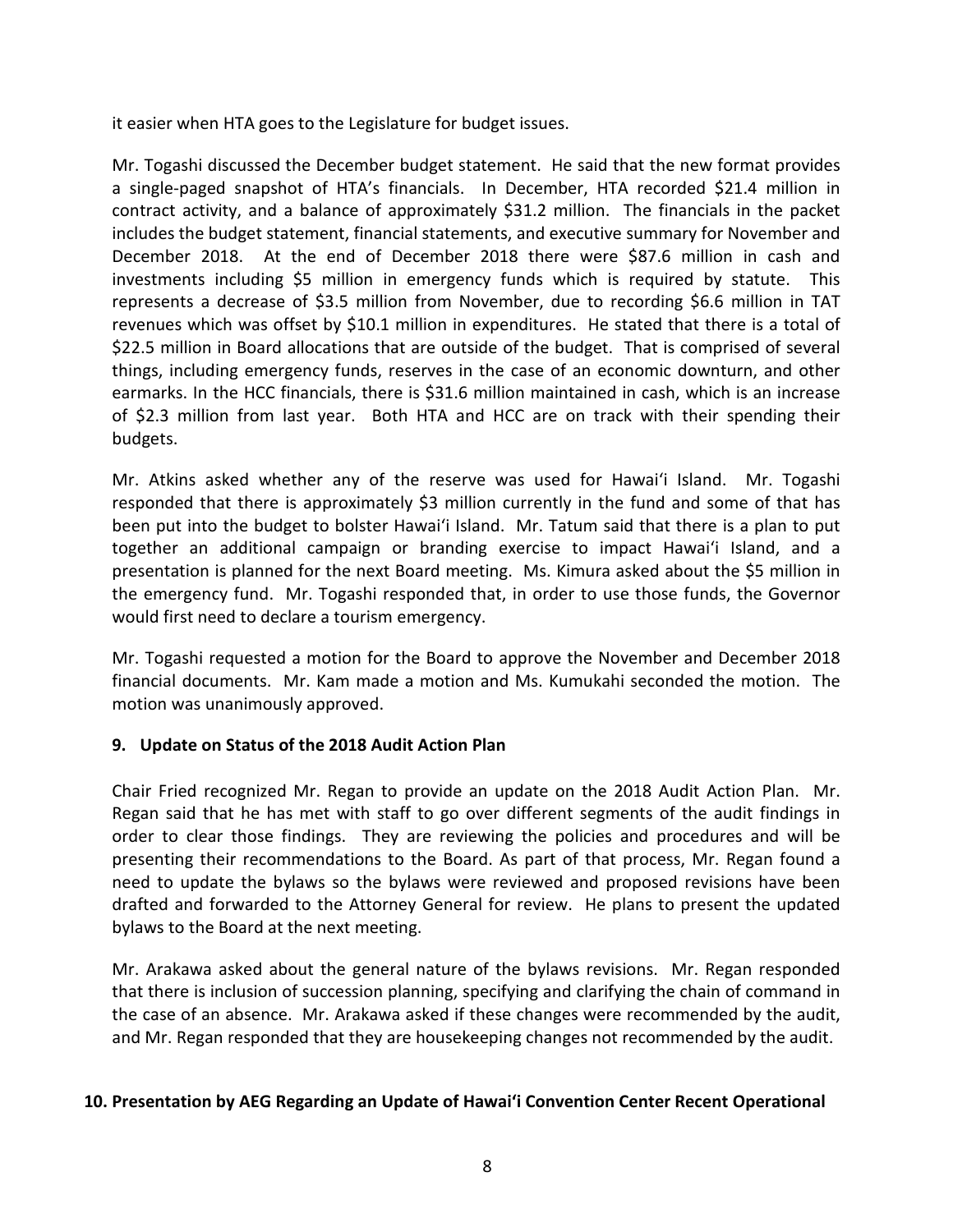it easier when HTA goes to the Legislature for budget issues.

Mr. Togashi discussed the December budget statement. He said that the new format provides a single-paged snapshot of HTA's financials. In December, HTA recorded $21.4 million in contract activity, and a balance of approximately $31.2 million. The financials in the packet includes the budget statement, financial statements, and executive summary for November and December 2018. At the end of December 2018 there were $87.6 million in cash and investments including $5 million in emergency funds which is required by statute. This represents a decrease of $3.5 million from November, due to recording $6.6 million in TAT revenues which was offset by $10.1 million in expenditures. He stated that there is a total of $22.5 million in Board allocations that are outside of the budget. That is comprised of several things, including emergency funds, reserves in the case of an economic downturn, and other earmarks. In the HCC financials, there is $31.6 million maintained in cash, which is an increase of $2.3 million from last year. Both HTA and HCC are on track with their spending their budgets.

Mr. Atkins asked whether any of the reserve was used for Hawai'i Island. Mr. Togashi responded that there is approximately $3 million currently in the fund and some of that has been put into the budget to bolster Hawai'i Island. Mr. Tatum said that there is a plan to put together an additional campaign or branding exercise to impact Hawai'i Island, and a presentation is planned for the next Board meeting. Ms. Kimura asked about the $5 million in the emergency fund. Mr. Togashi responded that, in order to use those funds, the Governor would first need to declare a tourism emergency.

Mr. Togashi requested a motion for the Board to approve the November and December 2018 financial documents. Mr. Kam made a motion and Ms. Kumukahi seconded the motion. The motion was unanimously approved.

**9. Update on Status of the 2018 Audit Action Plan**

Chair Fried recognized Mr. Regan to provide an update on the 2018 Audit Action Plan. Mr. Regan said that he has met with staff to go over different segments of the audit findings in order to clear those findings. They are reviewing the policies and procedures and will be presenting their recommendations to the Board. As part of that process, Mr. Regan found a need to update the bylaws so the bylaws were reviewed and proposed revisions have been drafted and forwarded to the Attorney General for review. He plans to present the updated bylaws to the Board at the next meeting.

Mr. Arakawa asked about the general nature of the bylaws revisions. Mr. Regan responded that there is inclusion of succession planning, specifying and clarifying the chain of command in the case of an absence. Mr. Arakawa asked if these changes were recommended by the audit, and Mr. Regan responded that they are housekeeping changes not recommended by the audit.

**10. Presentation by AEG Regarding an Update of Hawai'i Convention Center Recent Operational**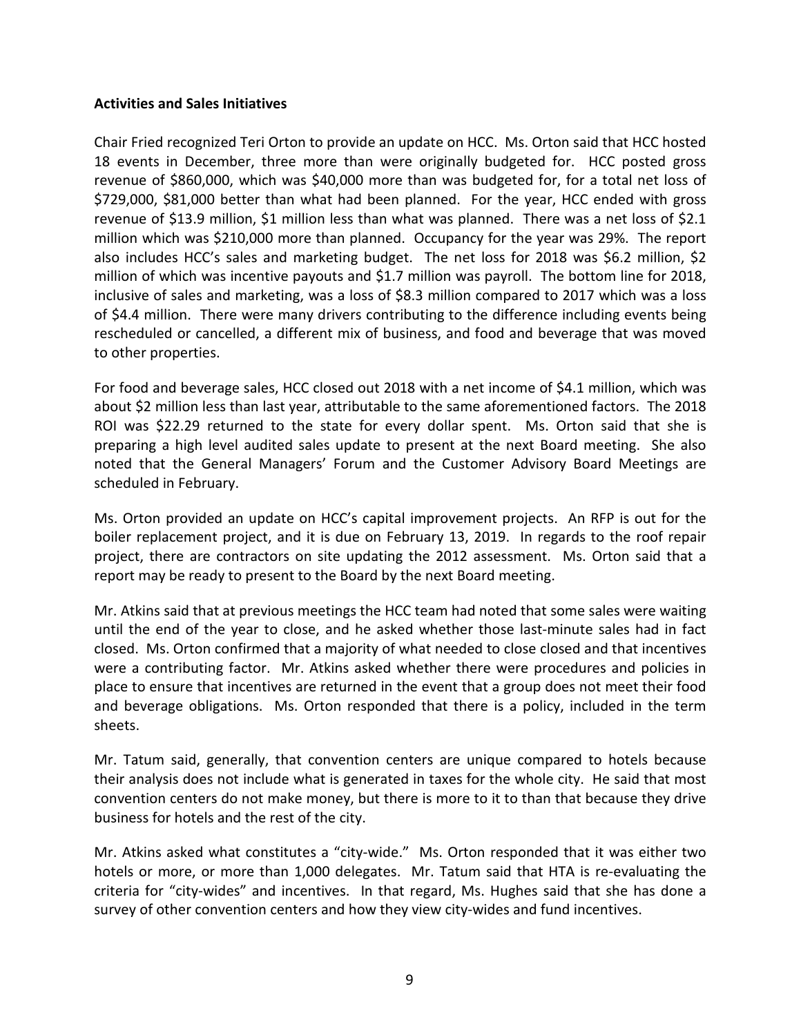**Activities and Sales Initiatives**

Chair Fried recognized Teri Orton to provide an update on HCC. Ms. Orton said that HCC hosted 18 events in December, three more than were originally budgeted for. HCC posted gross revenue of $860,000, which was $40,000 more than was budgeted for, for a total net loss of $729,000, $81,000 better than what had been planned. For the year, HCC ended with gross revenue of $13.9 million, $1 million less than what was planned. There was a net loss of $2.1 million which was $210,000 more than planned. Occupancy for the year was 29%. The report also includes HCC's sales and marketing budget. The net loss for 2018 was $6.2 million, $2 million of which was incentive payouts and $1.7 million was payroll. The bottom line for 2018, inclusive of sales and marketing, was a loss of $8.3 million compared to 2017 which was a loss of $4.4 million. There were many drivers contributing to the difference including events being rescheduled or cancelled, a different mix of business, and food and beverage that was moved to other properties.

For food and beverage sales, HCC closed out 2018 with a net income of $4.1 million, which was about $2 million less than last year, attributable to the same aforementioned factors. The 2018 ROI was $22.29 returned to the state for every dollar spent. Ms. Orton said that she is preparing a high level audited sales update to present at the next Board meeting. She also noted that the General Managers' Forum and the Customer Advisory Board Meetings are scheduled in February.

Ms. Orton provided an update on HCC's capital improvement projects. An RFP is out for the boiler replacement project, and it is due on February 13, 2019. In regards to the roof repair project, there are contractors on site updating the 2012 assessment. Ms. Orton said that a report may be ready to present to the Board by the next Board meeting.

Mr. Atkins said that at previous meetings the HCC team had noted that some sales were waiting until the end of the year to close, and he asked whether those last-minute sales had in fact closed. Ms. Orton confirmed that a majority of what needed to close closed and that incentives were a contributing factor. Mr. Atkins asked whether there were procedures and policies in place to ensure that incentives are returned in the event that a group does not meet their food and beverage obligations. Ms. Orton responded that there is a policy, included in the term sheets.

Mr. Tatum said, generally, that convention centers are unique compared to hotels because their analysis does not include what is generated in taxes for the whole city. He said that most convention centers do not make money, but there is more to it to than that because they drive business for hotels and the rest of the city.

Mr. Atkins asked what constitutes a "city-wide." Ms. Orton responded that it was either two hotels or more, or more than 1,000 delegates. Mr. Tatum said that HTA is re-evaluating the criteria for "city-wides" and incentives. In that regard, Ms. Hughes said that she has done a survey of other convention centers and how they view city-wides and fund incentives.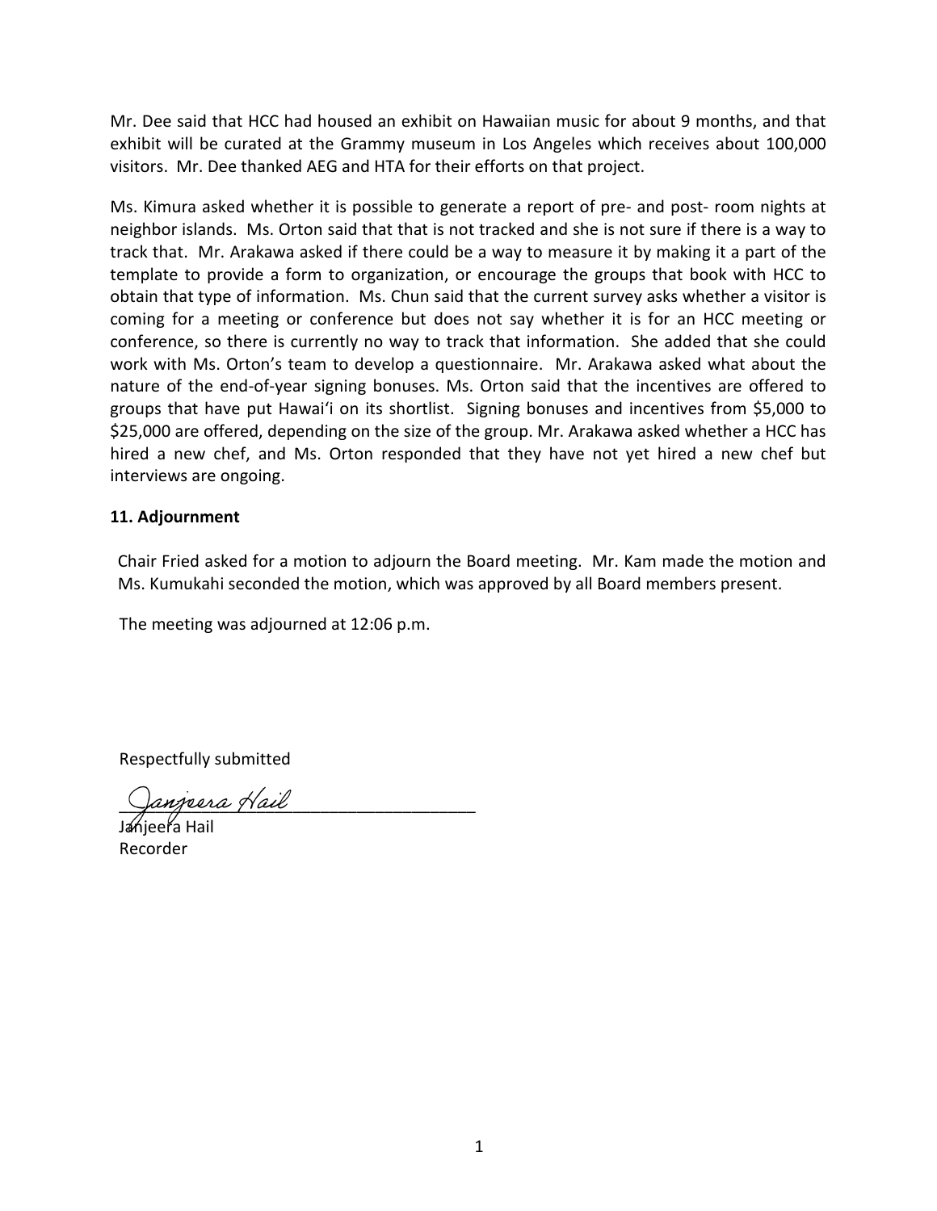Mr. Dee said that HCC had housed an exhibit on Hawaiian music for about 9 months, and that exhibit will be curated at the Grammy museum in Los Angeles which receives about 100,000 visitors. Mr. Dee thanked AEG and HTA for their efforts on that project.

Ms. Kimura asked whether it is possible to generate a report of pre- and post- room nights at neighbor islands. Ms. Orton said that that is not tracked and she is not sure if there is a way to track that. Mr. Arakawa asked if there could be a way to measure it by making it a part of the template to provide a form to organization, or encourage the groups that book with HCC to obtain that type of information. Ms. Chun said that the current survey asks whether a visitor is coming for a meeting or conference but does not say whether it is for an HCC meeting or conference, so there is currently no way to track that information. She added that she could work with Ms. Orton's team to develop a questionnaire. Mr. Arakawa asked what about the nature of the end-of-year signing bonuses. Ms. Orton said that the incentives are offered to groups that have put Hawaiʻi on its shortlist. Signing bonuses and incentives from $5,000 to $25,000 are offered, depending on the size of the group. Mr. Arakawa asked whether a HCC has hired a new chef, and Ms. Orton responded that they have not yet hired a new chef but interviews are ongoing.

**11. Adjournment**

Chair Fried asked for a motion to adjourn the Board meeting. Mr. Kam made the motion and Ms. Kumukahi seconded the motion, which was approved by all Board members present.

The meeting was adjourned at 12:06 p.m.

Respectfully submitted

Janjeera Hail
Recorder